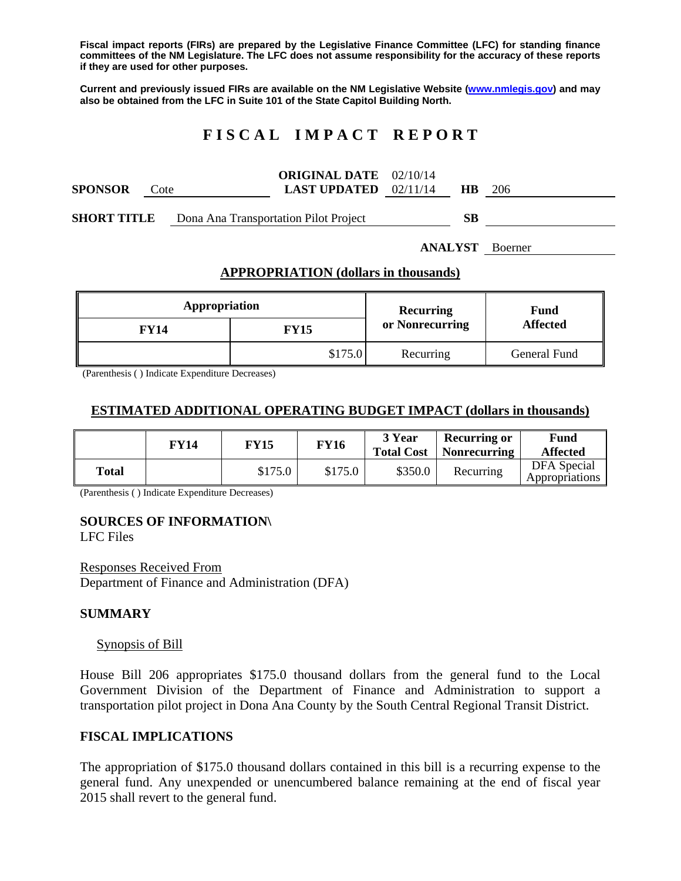**Fiscal impact reports (FIRs) are prepared by the Legislative Finance Committee (LFC) for standing finance committees of the NM Legislature. The LFC does not assume responsibility for the accuracy of these reports if they are used for other purposes.**

**Current and previously issued FIRs are available on the NM Legislative Website (www.nmlegis.gov) and may also be obtained from the LFC in Suite 101 of the State Capitol Building North.**

# F I S C A L   I M P A C T   R E P O R T

**SPONSOR** Cote | **ORIGINAL DATE** 02/10/14 | **LAST UPDATED** 02/11/14 | **HB** 206

**SHORT TITLE** Dona Ana Transportation Pilot Project | **SB**

**ANALYST** Boerner

## APPROPRIATION (dollars in thousands)

| Appropriation | | Recurring or Nonrecurring | Fund Affected |
|---|---|---|---|
| **FY14** | **FY15** | | |
| | $175.0 | Recurring | General Fund |

(Parenthesis ( ) Indicate Expenditure Decreases)

## ESTIMATED ADDITIONAL OPERATING BUDGET IMPACT (dollars in thousands)

| | FY14 | FY15 | FY16 | 3 Year Total Cost | Recurring or Nonrecurring | Fund Affected |
|---|---|---|---|---|---|---|
| **Total** | | $175.0 | $175.0 | $350.0 | Recurring | DFA Special Appropriations |

(Parenthesis ( ) Indicate Expenditure Decreases)

**SOURCES OF INFORMATION\**
LFC Files

Responses Received From
Department of Finance and Administration (DFA)

## SUMMARY

Synopsis of Bill

House Bill 206 appropriates $175.0 thousand dollars from the general fund to the Local Government Division of the Department of Finance and Administration to support a transportation pilot project in Dona Ana County by the South Central Regional Transit District.

## FISCAL IMPLICATIONS

The appropriation of $175.0 thousand dollars contained in this bill is a recurring expense to the general fund. Any unexpended or unencumbered balance remaining at the end of fiscal year 2015 shall revert to the general fund.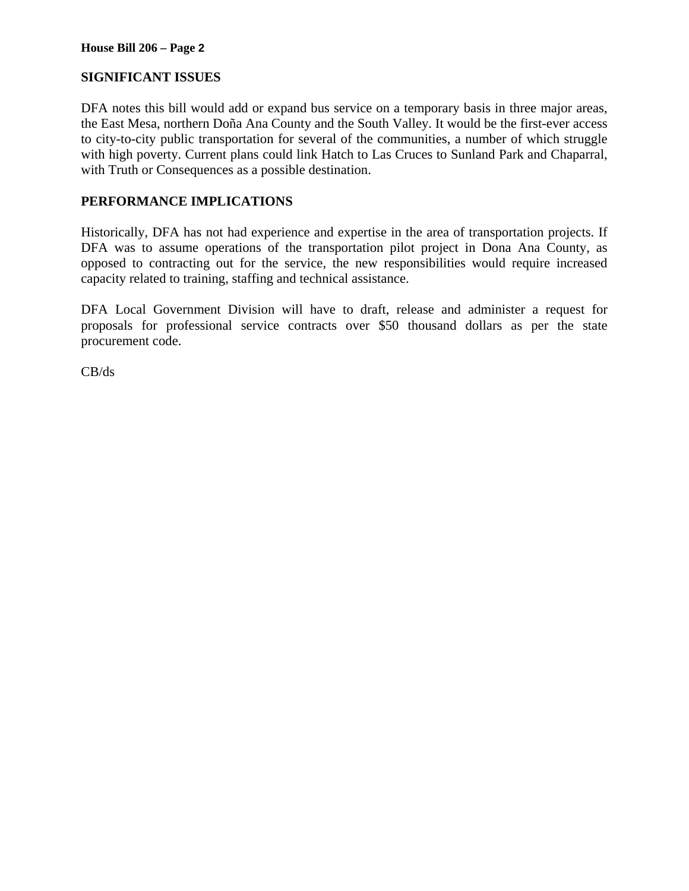**SIGNIFICANT ISSUES**

DFA notes this bill would add or expand bus service on a temporary basis in three major areas, the East Mesa, northern Doña Ana County and the South Valley. It would be the first-ever access to city-to-city public transportation for several of the communities, a number of which struggle with high poverty. Current plans could link Hatch to Las Cruces to Sunland Park and Chaparral, with Truth or Consequences as a possible destination.

**PERFORMANCE IMPLICATIONS**

Historically, DFA has not had experience and expertise in the area of transportation projects. If DFA was to assume operations of the transportation pilot project in Dona Ana County, as opposed to contracting out for the service, the new responsibilities would require increased capacity related to training, staffing and technical assistance.

DFA Local Government Division will have to draft, release and administer a request for proposals for professional service contracts over $50 thousand dollars as per the state procurement code.

CB/ds